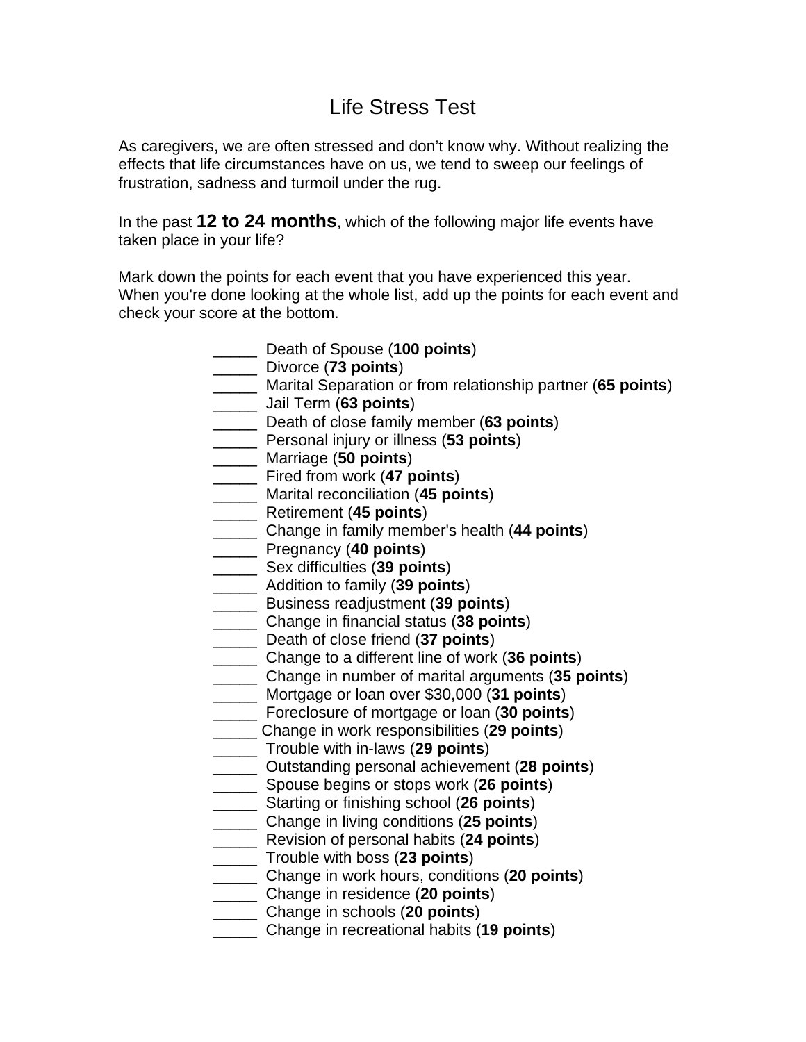# Life Stress Test

As caregivers, we are often stressed and don't know why. Without realizing the effects that life circumstances have on us, we tend to sweep our feelings of frustration, sadness and turmoil under the rug.

In the past **12 to 24 months**, which of the following major life events have taken place in your life?

Mark down the points for each event that you have experienced this year. When you're done looking at the whole list, add up the points for each event and check your score at the bottom.

_____ Death of Spouse (**100 points**)
_____ Divorce (**73 points**)
_____ Marital Separation or from relationship partner (**65 points**)
_____ Jail Term (**63 points**)
_____ Death of close family member (**63 points**)
_____ Personal injury or illness (**53 points**)
_____ Marriage (**50 points**)
_____ Fired from work (**47 points**)
_____ Marital reconciliation (**45 points**)
_____ Retirement (**45 points**)
_____ Change in family member's health (**44 points**)
_____ Pregnancy (**40 points**)
_____ Sex difficulties (**39 points**)
_____ Addition to family (**39 points**)
_____ Business readjustment (**39 points**)
_____ Change in financial status (**38 points**)
_____ Death of close friend (**37 points**)
_____ Change to a different line of work (**36 points**)
_____ Change in number of marital arguments (**35 points**)
_____ Mortgage or loan over $30,000 (**31 points**)
_____ Foreclosure of mortgage or loan (**30 points**)
_____ Change in work responsibilities (**29 points**)
_____ Trouble with in-laws (**29 points**)
_____ Outstanding personal achievement (**28 points**)
_____ Spouse begins or stops work (**26 points**)
_____ Starting or finishing school (**26 points**)
_____ Change in living conditions (**25 points**)
_____ Revision of personal habits (**24 points**)
_____ Trouble with boss (**23 points**)
_____ Change in work hours, conditions (**20 points**)
_____ Change in residence (**20 points**)
_____ Change in schools (**20 points**)
_____ Change in recreational habits (**19 points**)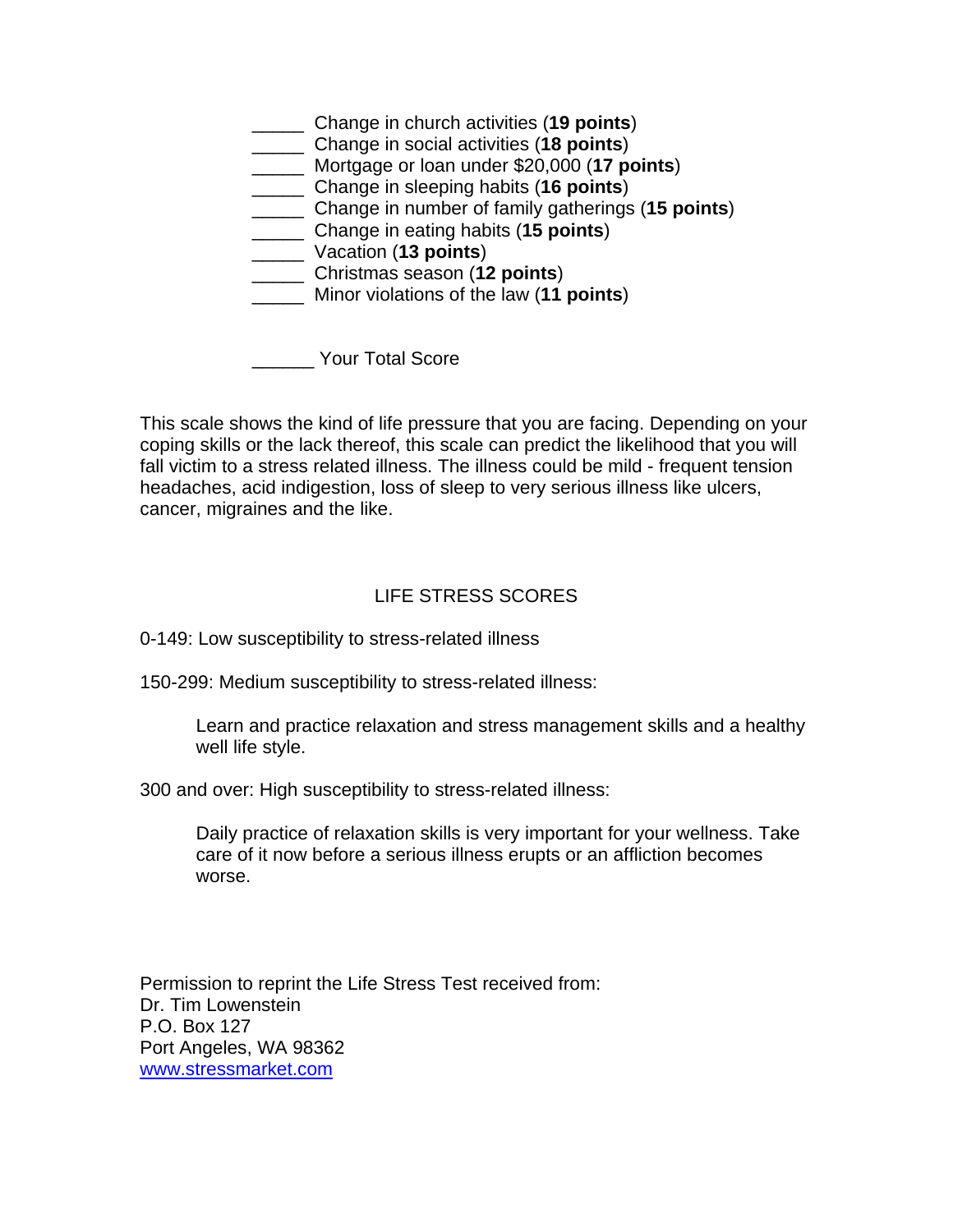_____ Change in church activities (**19 points**)
_____ Change in social activities (**18 points**)
_____ Mortgage or loan under $20,000 (**17 points**)
_____ Change in sleeping habits (**16 points**)
_____ Change in number of family gatherings (**15 points**)
_____ Change in eating habits (**15 points**)
_____ Vacation (**13 points**)
_____ Christmas season (**12 points**)
_____ Minor violations of the law (**11 points**)

______ Your Total Score

This scale shows the kind of life pressure that you are facing. Depending on your coping skills or the lack thereof, this scale can predict the likelihood that you will fall victim to a stress related illness. The illness could be mild - frequent tension headaches, acid indigestion, loss of sleep to very serious illness like ulcers, cancer, migraines and the like.

## LIFE STRESS SCORES

0-149: Low susceptibility to stress-related illness

150-299: Medium susceptibility to stress-related illness:

> Learn and practice relaxation and stress management skills and a healthy well life style.

300 and over: High susceptibility to stress-related illness:

> Daily practice of relaxation skills is very important for your wellness. Take care of it now before a serious illness erupts or an affliction becomes worse.

Permission to reprint the Life Stress Test received from:
Dr. Tim Lowenstein
P.O. Box 127
Port Angeles, WA 98362
www.stressmarket.com